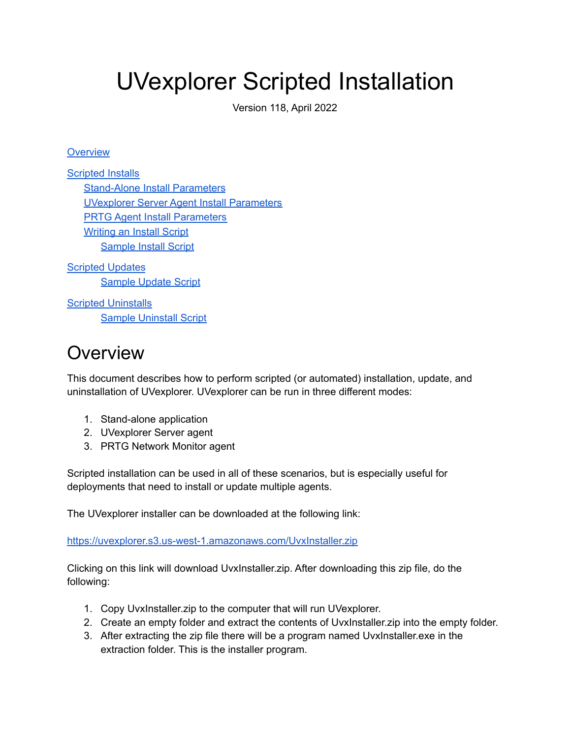# UVexplorer Scripted Installation

Version 118, April 2022

[Overview](#overview)

[Scripted Installs](#scripted-installs)
- [Stand-Alone Install Parameters](#stand-alone-install-parameters)
- [UVexplorer Server Agent Install Parameters](#uvexplorer-server-agent-install-parameters)
- [PRTG Agent Install Parameters](#prtg-agent-install-parameters)
- [Writing an Install Script](#writing-an-install-script)
  - [Sample Install Script](#sample-install-script)

[Scripted Updates](#scripted-updates)
  - [Sample Update Script](#sample-update-script)

[Scripted Uninstalls](#scripted-uninstalls)
  - [Sample Uninstall Script](#sample-uninstall-script)

# Overview

This document describes how to perform scripted (or automated) installation, update, and uninstallation of UVexplorer. UVexplorer can be run in three different modes:

1. Stand-alone application
2. UVexplorer Server agent
3. PRTG Network Monitor agent

Scripted installation can be used in all of these scenarios, but is especially useful for deployments that need to install or update multiple agents.

The UVexplorer installer can be downloaded at the following link:

[https://uvexplorer.s3.us-west-1.amazonaws.com/UvxInstaller.zip](https://uvexplorer.s3.us-west-1.amazonaws.com/UvxInstaller.zip)

Clicking on this link will download UvxInstaller.zip. After downloading this zip file, do the following:

1. Copy UvxInstaller.zip to the computer that will run UVexplorer.
2. Create an empty folder and extract the contents of UvxInstaller.zip into the empty folder.
3. After extracting the zip file there will be a program named UvxInstaller.exe in the extraction folder. This is the installer program.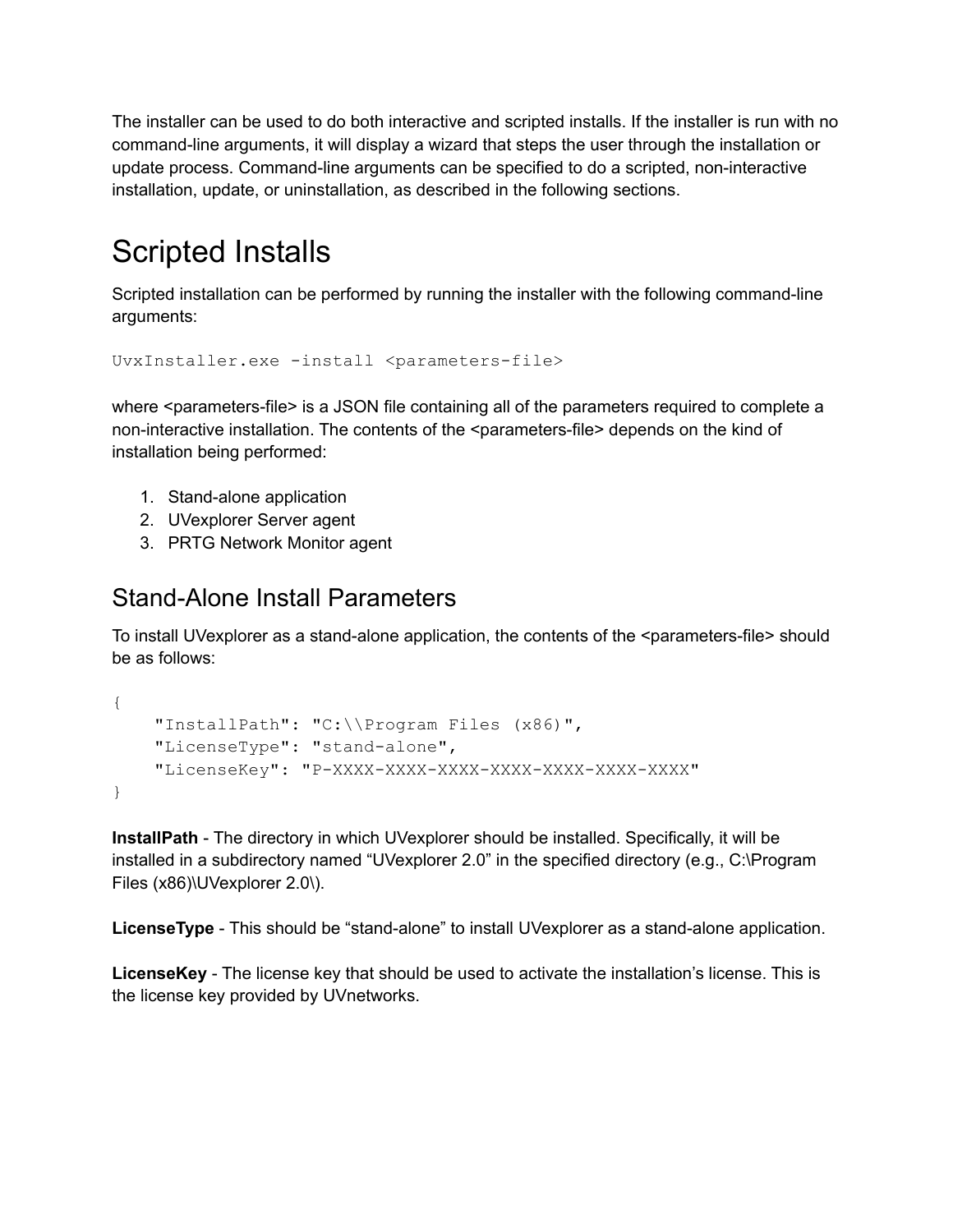The installer can be used to do both interactive and scripted installs. If the installer is run with no command-line arguments, it will display a wizard that steps the user through the installation or update process. Command-line arguments can be specified to do a scripted, non-interactive installation, update, or uninstallation, as described in the following sections.

# Scripted Installs

Scripted installation can be performed by running the installer with the following command-line arguments:

```
UvxInstaller.exe -install <parameters-file>
```

where <parameters-file> is a JSON file containing all of the parameters required to complete a non-interactive installation. The contents of the <parameters-file> depends on the kind of installation being performed:

1. Stand-alone application
2. UVexplorer Server agent
3. PRTG Network Monitor agent

## Stand-Alone Install Parameters

To install UVexplorer as a stand-alone application, the contents of the <parameters-file> should be as follows:

```
{
    "InstallPath": "C:\\Program Files (x86)",
    "LicenseType": "stand-alone",
    "LicenseKey": "P-XXXX-XXXX-XXXX-XXXX-XXXX-XXXX-XXXX"
}
```

**InstallPath** - The directory in which UVexplorer should be installed. Specifically, it will be installed in a subdirectory named “UVexplorer 2.0” in the specified directory (e.g., C:\Program Files (x86)\UVexplorer 2.0\).

**LicenseType** - This should be “stand-alone” to install UVexplorer as a stand-alone application.

**LicenseKey** - The license key that should be used to activate the installation’s license. This is the license key provided by UVnetworks.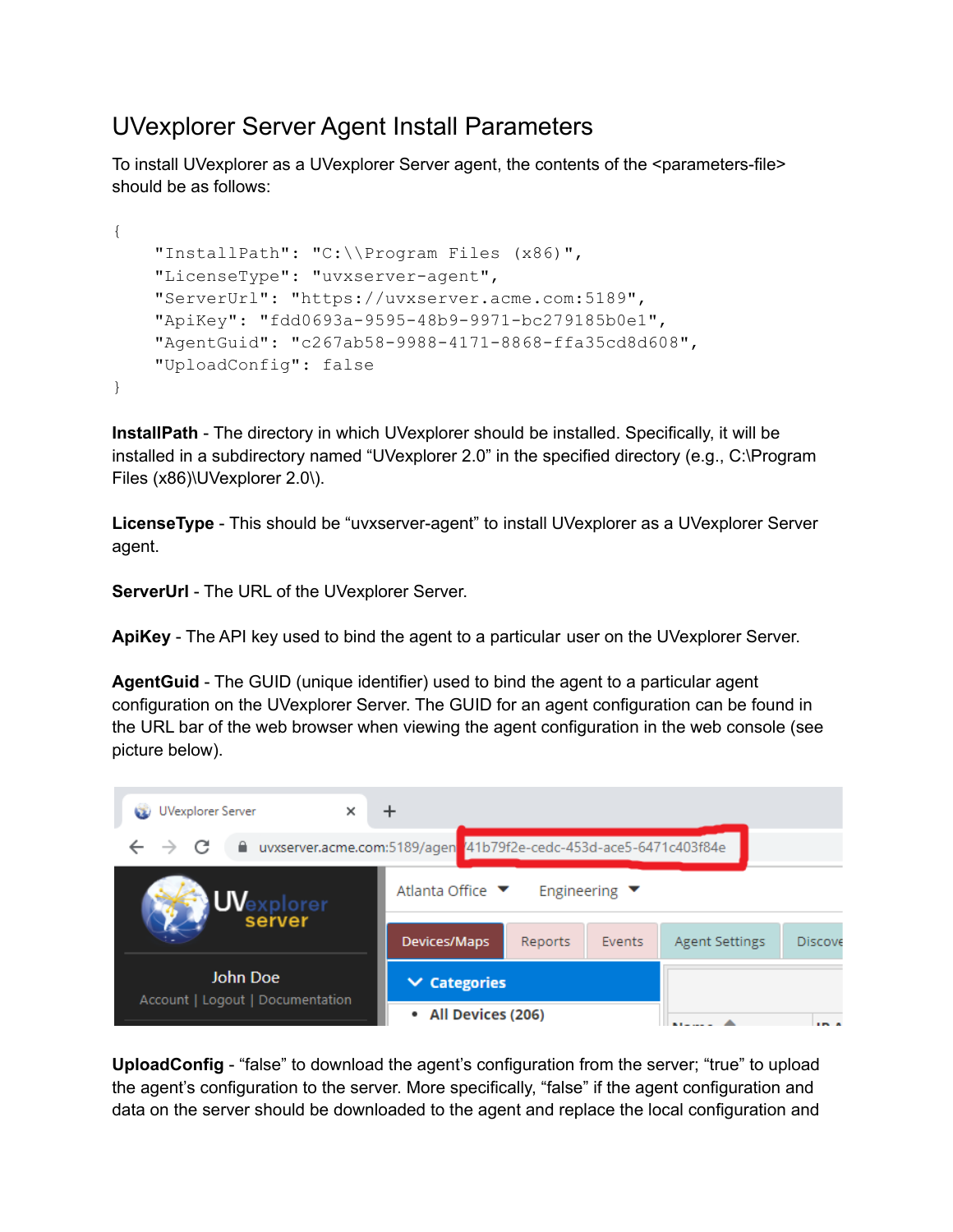# UVexplorer Server Agent Install Parameters

To install UVexplorer as a UVexplorer Server agent, the contents of the <parameters-file> should be as follows:

```
{
    "InstallPath": "C:\\Program Files (x86)",
    "LicenseType": "uvxserver-agent",
    "ServerUrl": "https://uvxserver.acme.com:5189",
    "ApiKey": "fdd0693a-9595-48b9-9971-bc279185b0e1",
    "AgentGuid": "c267ab58-9988-4171-8868-ffa35cd8d608",
    "UploadConfig": false
}
```

**InstallPath** - The directory in which UVexplorer should be installed. Specifically, it will be installed in a subdirectory named "UVexplorer 2.0" in the specified directory (e.g., C:\Program Files (x86)\UVexplorer 2.0\).

**LicenseType** - This should be "uvxserver-agent" to install UVexplorer as a UVexplorer Server agent.

**ServerUrl** - The URL of the UVexplorer Server.

**ApiKey** - The API key used to bind the agent to a particular user on the UVexplorer Server.

**AgentGuid** - The GUID (unique identifier) used to bind the agent to a particular agent configuration on the UVexplorer Server. The GUID for an agent configuration can be found in the URL bar of the web browser when viewing the agent configuration in the web console (see picture below).

**UploadConfig** - "false" to download the agent's configuration from the server; "true" to upload the agent's configuration to the server. More specifically, "false" if the agent configuration and data on the server should be downloaded to the agent and replace the local configuration and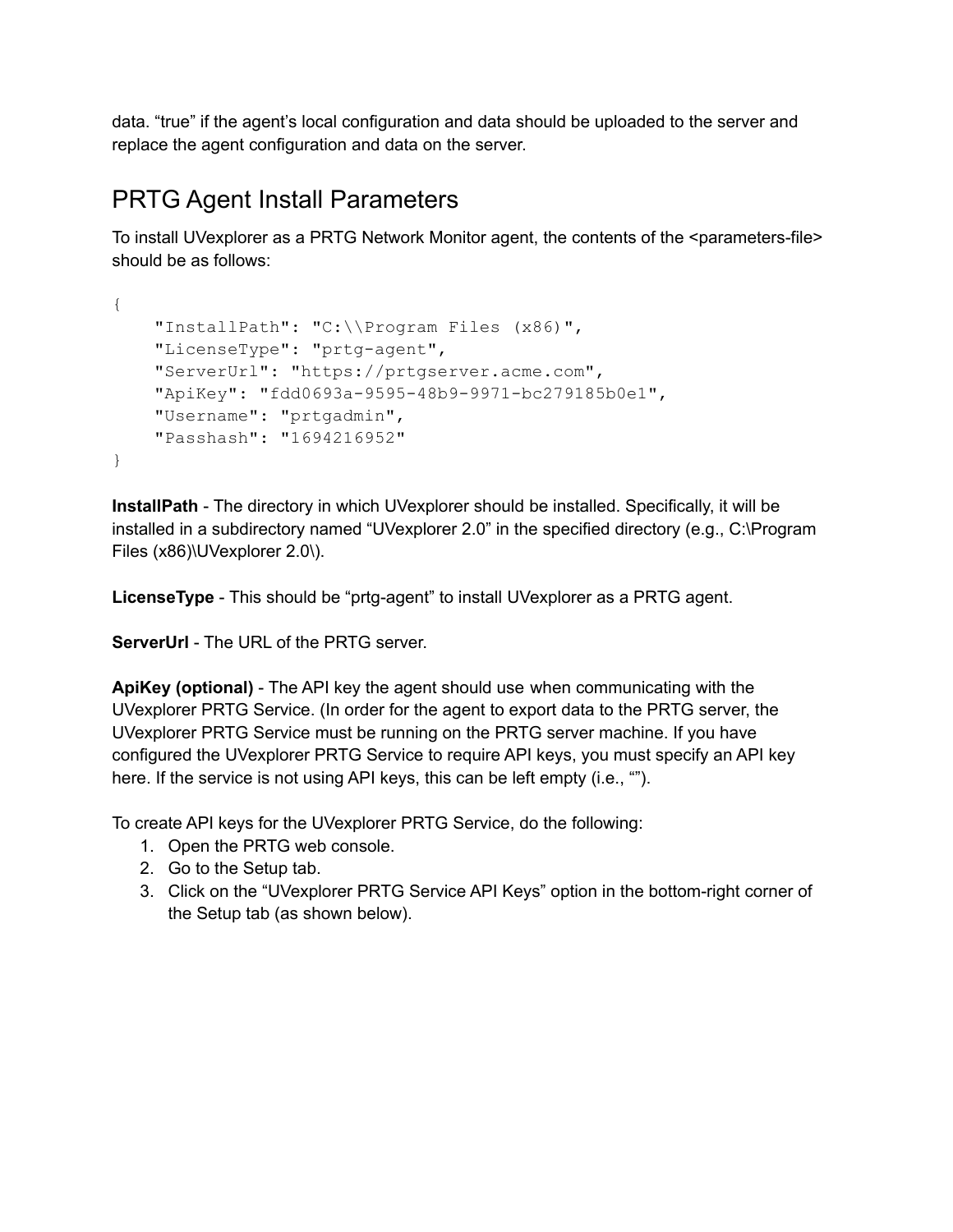data. “true” if the agent’s local configuration and data should be uploaded to the server and replace the agent configuration and data on the server.

## PRTG Agent Install Parameters

To install UVexplorer as a PRTG Network Monitor agent, the contents of the <parameters-file> should be as follows:

```
{
    "InstallPath": "C:\\Program Files (x86)",
    "LicenseType": "prtg-agent",
    "ServerUrl": "https://prtgserver.acme.com",
    "ApiKey": "fdd0693a-9595-48b9-9971-bc279185b0e1",
    "Username": "prtgadmin",
    "Passhash": "1694216952"
}
```

**InstallPath** - The directory in which UVexplorer should be installed. Specifically, it will be installed in a subdirectory named “UVexplorer 2.0” in the specified directory (e.g., C:\Program Files (x86)\UVexplorer 2.0\).

**LicenseType** - This should be “prtg-agent” to install UVexplorer as a PRTG agent.

**ServerUrl** - The URL of the PRTG server.

**ApiKey (optional)** - The API key the agent should use when communicating with the UVexplorer PRTG Service. (In order for the agent to export data to the PRTG server, the UVexplorer PRTG Service must be running on the PRTG server machine. If you have configured the UVexplorer PRTG Service to require API keys, you must specify an API key here. If the service is not using API keys, this can be left empty (i.e., “”).

To create API keys for the UVexplorer PRTG Service, do the following:

1. Open the PRTG web console.
2. Go to the Setup tab.
3. Click on the “UVexplorer PRTG Service API Keys” option in the bottom-right corner of the Setup tab (as shown below).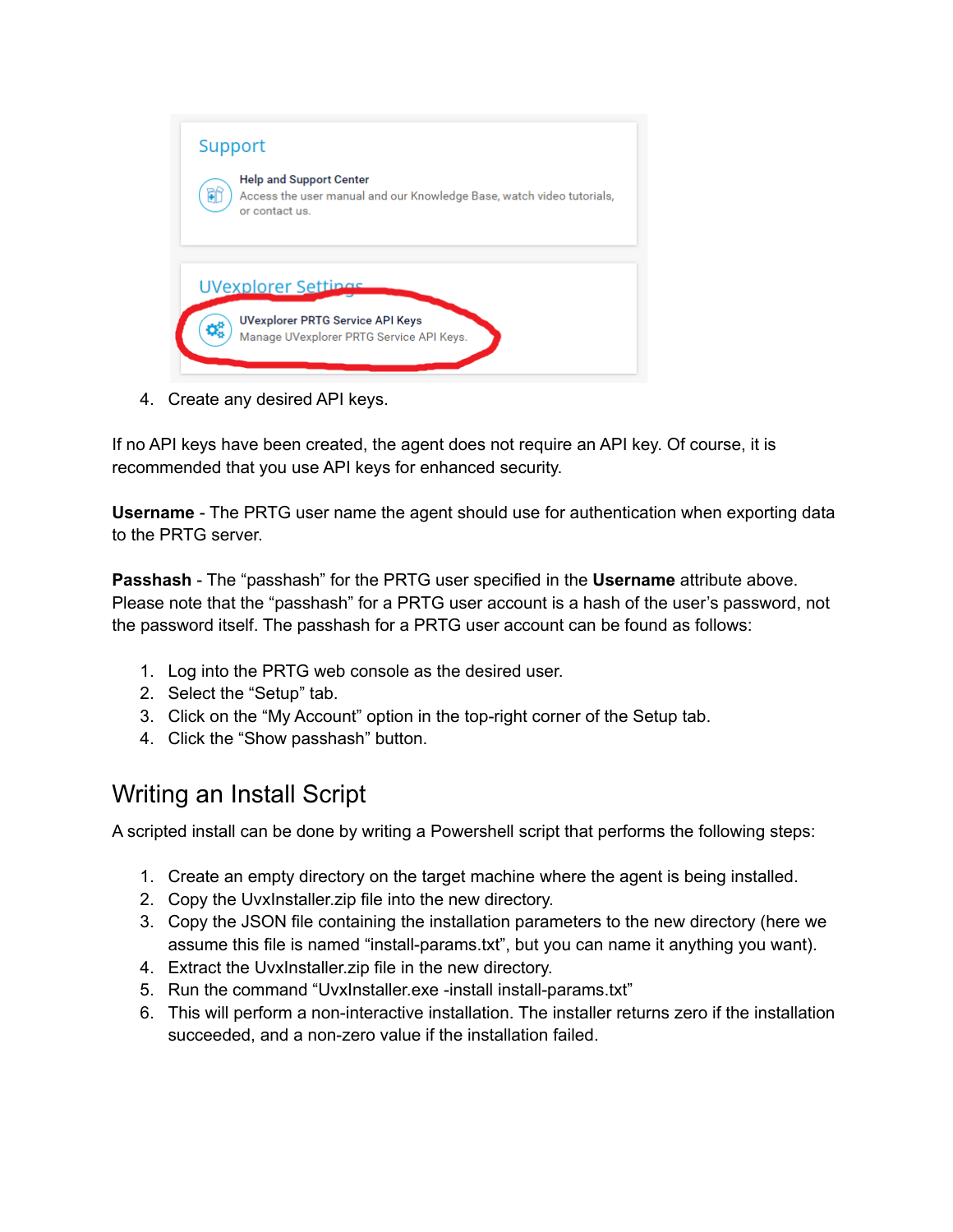4. Create any desired API keys.

If no API keys have been created, the agent does not require an API key. Of course, it is recommended that you use API keys for enhanced security.

**Username** - The PRTG user name the agent should use for authentication when exporting data to the PRTG server.

**Passhash** - The "passhash" for the PRTG user specified in the **Username** attribute above. Please note that the "passhash" for a PRTG user account is a hash of the user's password, not the password itself. The passhash for a PRTG user account can be found as follows:

1. Log into the PRTG web console as the desired user.
2. Select the "Setup" tab.
3. Click on the "My Account" option in the top-right corner of the Setup tab.
4. Click the "Show passhash" button.

## Writing an Install Script

A scripted install can be done by writing a Powershell script that performs the following steps:

1. Create an empty directory on the target machine where the agent is being installed.
2. Copy the UvxInstaller.zip file into the new directory.
3. Copy the JSON file containing the installation parameters to the new directory (here we assume this file is named "install-params.txt", but you can name it anything you want).
4. Extract the UvxInstaller.zip file in the new directory.
5. Run the command "UvxInstaller.exe -install install-params.txt"
6. This will perform a non-interactive installation. The installer returns zero if the installation succeeded, and a non-zero value if the installation failed.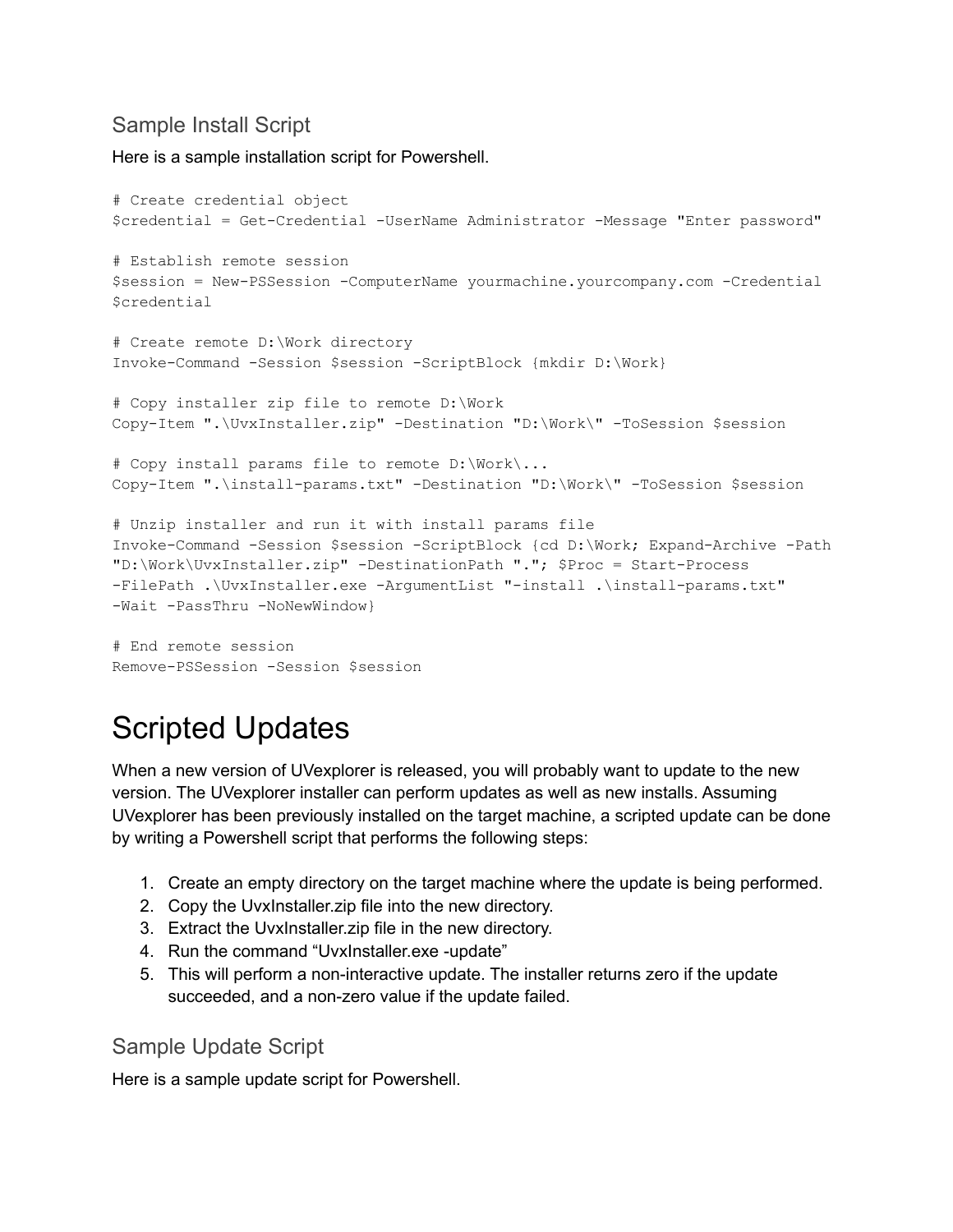### Sample Install Script

Here is a sample installation script for Powershell.

```
# Create credential object
$credential = Get-Credential -UserName Administrator -Message "Enter password"

# Establish remote session
$session = New-PSSession -ComputerName yourmachine.yourcompany.com -Credential
$credential

# Create remote D:\Work directory
Invoke-Command -Session $session -ScriptBlock {mkdir D:\Work}

# Copy installer zip file to remote D:\Work
Copy-Item ".\UvxInstaller.zip" -Destination "D:\Work\" -ToSession $session

# Copy install params file to remote D:\Work\...
Copy-Item ".\install-params.txt" -Destination "D:\Work\" -ToSession $session

# Unzip installer and run it with install params file
Invoke-Command -Session $session -ScriptBlock {cd D:\Work; Expand-Archive -Path
"D:\Work\UvxInstaller.zip" -DestinationPath "."; $Proc = Start-Process
-FilePath .\UvxInstaller.exe -ArgumentList "-install .\install-params.txt"
-Wait -PassThru -NoNewWindow}

# End remote session
Remove-PSSession -Session $session
```

# Scripted Updates

When a new version of UVexplorer is released, you will probably want to update to the new version. The UVexplorer installer can perform updates as well as new installs. Assuming UVexplorer has been previously installed on the target machine, a scripted update can be done by writing a Powershell script that performs the following steps:

1. Create an empty directory on the target machine where the update is being performed.
2. Copy the UvxInstaller.zip file into the new directory.
3. Extract the UvxInstaller.zip file in the new directory.
4. Run the command “UvxInstaller.exe -update”
5. This will perform a non-interactive update. The installer returns zero if the update succeeded, and a non-zero value if the update failed.

### Sample Update Script

Here is a sample update script for Powershell.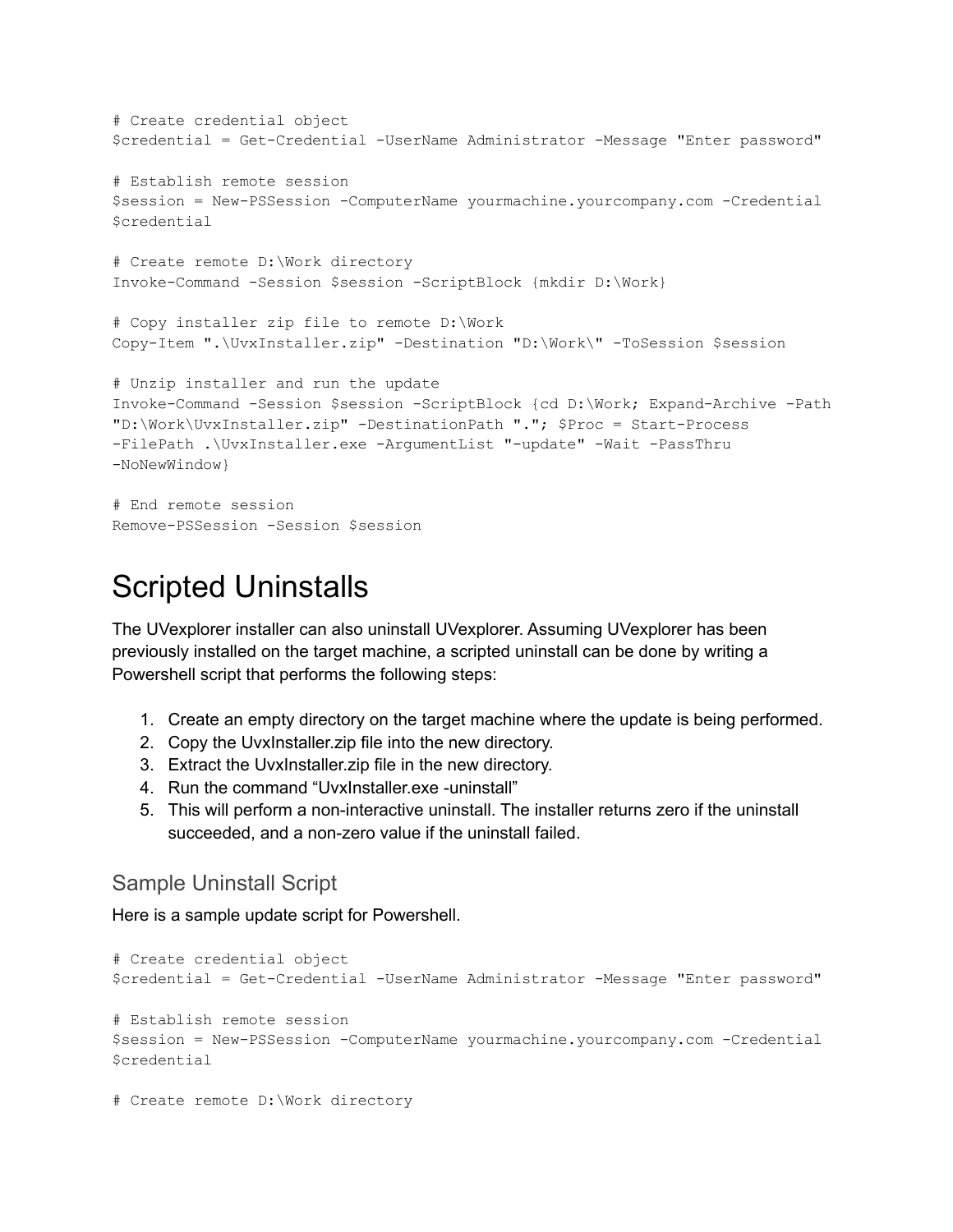```
# Create credential object
$credential = Get-Credential -UserName Administrator -Message "Enter password"

# Establish remote session
$session = New-PSSession -ComputerName yourmachine.yourcompany.com -Credential
$credential

# Create remote D:\Work directory
Invoke-Command -Session $session -ScriptBlock {mkdir D:\Work}

# Copy installer zip file to remote D:\Work
Copy-Item ".\UvxInstaller.zip" -Destination "D:\Work\" -ToSession $session

# Unzip installer and run the update
Invoke-Command -Session $session -ScriptBlock {cd D:\Work; Expand-Archive -Path
"D:\Work\UvxInstaller.zip" -DestinationPath "."; $Proc = Start-Process
-FilePath .\UvxInstaller.exe -ArgumentList "-update" -Wait -PassThru
-NoNewWindow}

# End remote session
Remove-PSSession -Session $session
```

# Scripted Uninstalls

The UVexplorer installer can also uninstall UVexplorer. Assuming UVexplorer has been previously installed on the target machine, a scripted uninstall can be done by writing a Powershell script that performs the following steps:

1. Create an empty directory on the target machine where the update is being performed.
2. Copy the UvxInstaller.zip file into the new directory.
3. Extract the UvxInstaller.zip file in the new directory.
4. Run the command "UvxInstaller.exe -uninstall"
5. This will perform a non-interactive uninstall. The installer returns zero if the uninstall succeeded, and a non-zero value if the uninstall failed.

## Sample Uninstall Script

Here is a sample update script for Powershell.

```
# Create credential object
$credential = Get-Credential -UserName Administrator -Message "Enter password"

# Establish remote session
$session = New-PSSession -ComputerName yourmachine.yourcompany.com -Credential
$credential

# Create remote D:\Work directory
```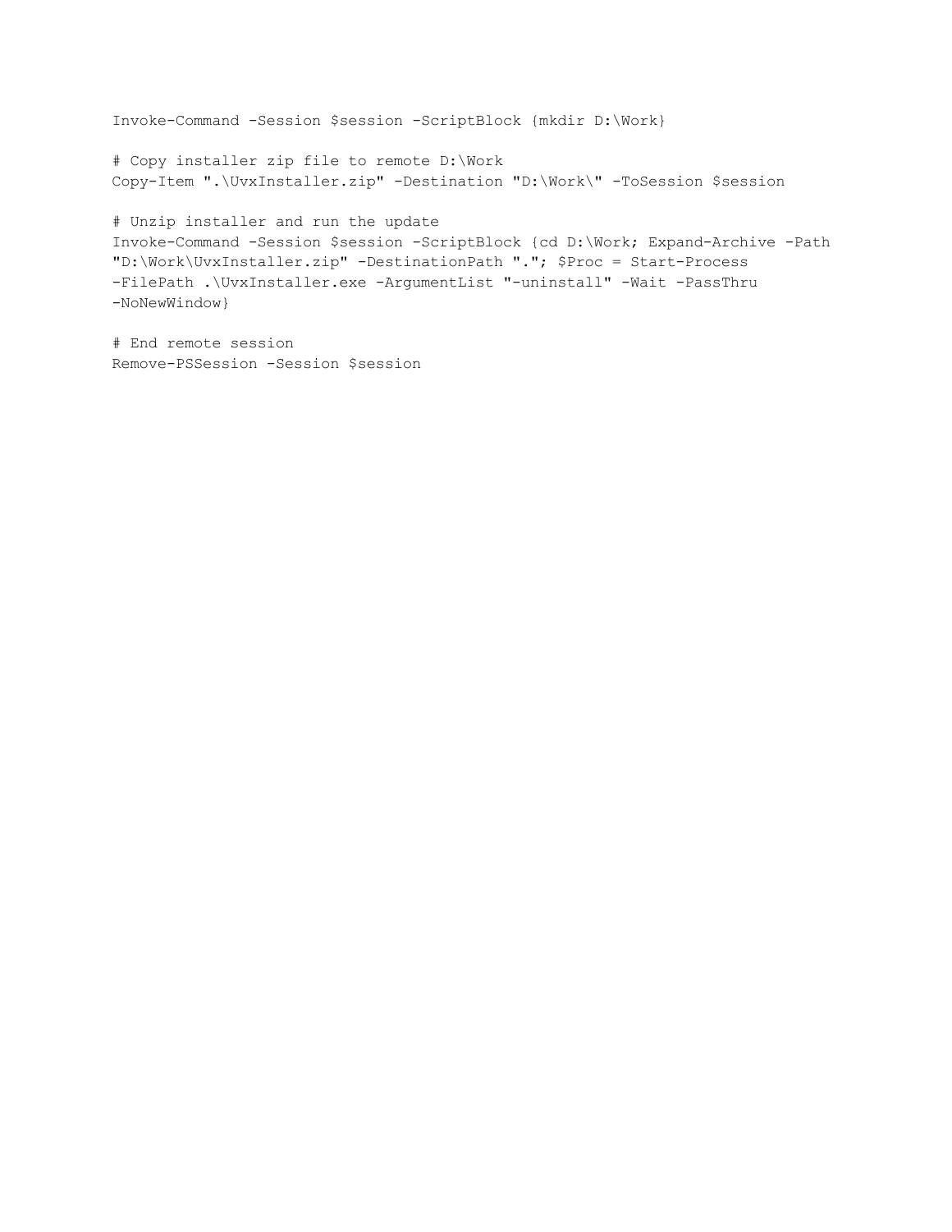```
Invoke-Command -Session $session -ScriptBlock {mkdir D:\Work}

# Copy installer zip file to remote D:\Work
Copy-Item ".\UvxInstaller.zip" -Destination "D:\Work\" -ToSession $session

# Unzip installer and run the update
Invoke-Command -Session $session -ScriptBlock {cd D:\Work; Expand-Archive -Path
"D:\Work\UvxInstaller.zip" -DestinationPath "."; $Proc = Start-Process
-FilePath .\UvxInstaller.exe -ArgumentList "-uninstall" -Wait -PassThru
-NoNewWindow}

# End remote session
Remove-PSSession -Session $session
```